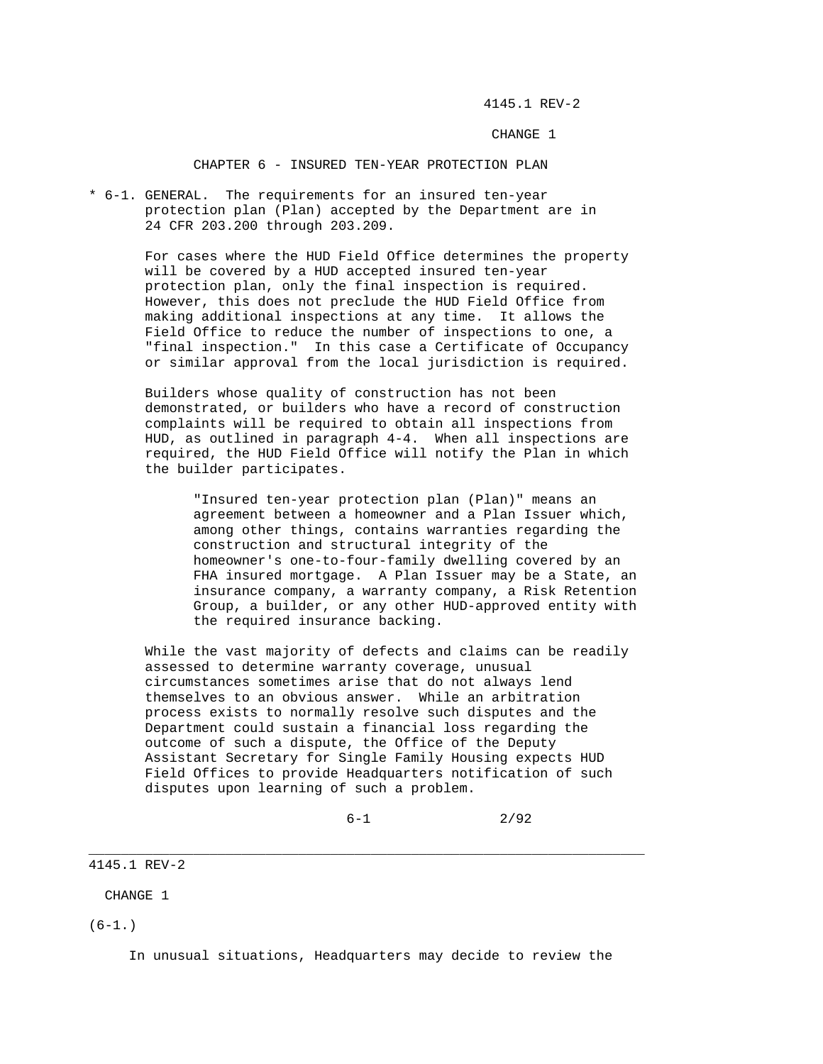# CHAPTER 6 - INSURED TEN-YEAR PROTECTION PLAN

\* 6-1. GENERAL. The requirements for an insured ten-year protection plan (Plan) accepted by the Department are in 24 CFR 203.200 through 203.209.

For cases where the HUD Field Office determines the property will be covered by a HUD accepted insured ten-year protection plan, only the final inspection is required. However, this does not preclude the HUD Field Office from making additional inspections at any time. It allows the Field Office to reduce the number of inspections to one, a "final inspection." In this case a Certificate of Occupancy or similar approval from the local jurisdiction is required.

Builders whose quality of construction has not been demonstrated, or builders who have a record of construction complaints will be required to obtain all inspections from HUD, as outlined in paragraph 4-4. When all inspections are required, the HUD Field Office will notify the Plan in which the builder participates.

> "Insured ten-year protection plan (Plan)" means an agreement between a homeowner and a Plan Issuer which, among other things, contains warranties regarding the construction and structural integrity of the homeowner's one-to-four-family dwelling covered by an FHA insured mortgage. A Plan Issuer may be a State, an insurance company, a warranty company, a Risk Retention Group, a builder, or any other HUD-approved entity with the required insurance backing.

While the vast majority of defects and claims can be readily assessed to determine warranty coverage, unusual circumstances sometimes arise that do not always lend themselves to an obvious answer. While an arbitration process exists to normally resolve such disputes and the Department could sustain a financial loss regarding the outcome of such a dispute, the Office of the Deputy Assistant Secretary for Single Family Housing expects HUD Field Offices to provide Headquarters notification of such disputes upon learning of such a problem.

(6-1.)

In unusual situations, Headquarters may decide to review the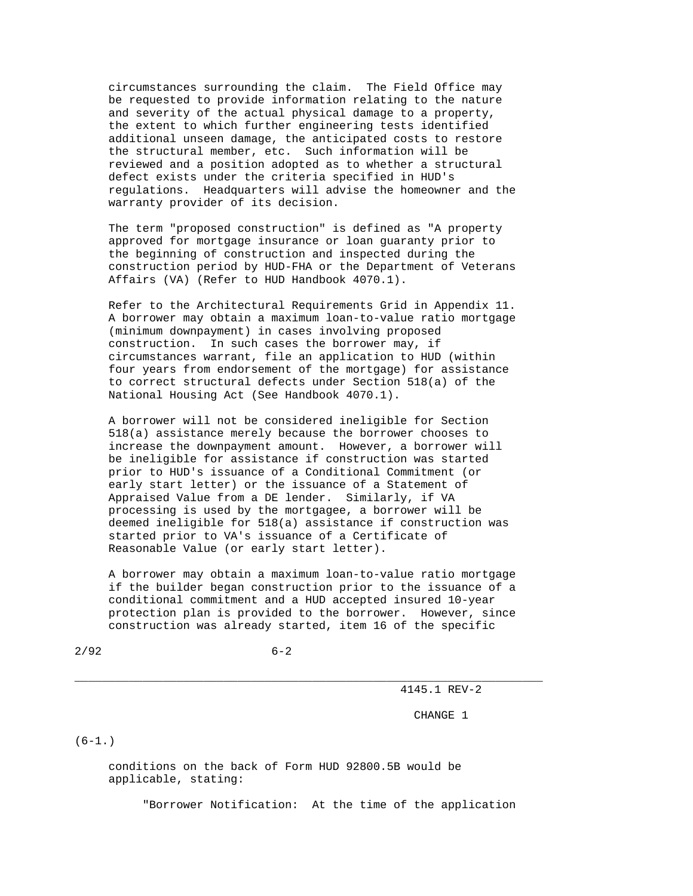circumstances surrounding the claim. The Field Office may be requested to provide information relating to the nature and severity of the actual physical damage to a property, the extent to which further engineering tests identified additional unseen damage, the anticipated costs to restore the structural member, etc. Such information will be reviewed and a position adopted as to whether a structural defect exists under the criteria specified in HUD's regulations. Headquarters will advise the homeowner and the warranty provider of its decision.

The term "proposed construction" is defined as "A property approved for mortgage insurance or loan guaranty prior to the beginning of construction and inspected during the construction period by HUD-FHA or the Department of Veterans Affairs (VA) (Refer to HUD Handbook 4070.1).

Refer to the Architectural Requirements Grid in Appendix 11. A borrower may obtain a maximum loan-to-value ratio mortgage (minimum downpayment) in cases involving proposed construction. In such cases the borrower may, if circumstances warrant, file an application to HUD (within four years from endorsement of the mortgage) for assistance to correct structural defects under Section 518(a) of the National Housing Act (See Handbook 4070.1).

A borrower will not be considered ineligible for Section 518(a) assistance merely because the borrower chooses to increase the downpayment amount. However, a borrower will be ineligible for assistance if construction was started prior to HUD's issuance of a Conditional Commitment (or early start letter) or the issuance of a Statement of Appraised Value from a DE lender. Similarly, if VA processing is used by the mortgagee, a borrower will be deemed ineligible for 518(a) assistance if construction was started prior to VA's issuance of a Certificate of Reasonable Value (or early start letter).

A borrower may obtain a maximum loan-to-value ratio mortgage if the builder began construction prior to the issuance of a conditional commitment and a HUD accepted insured 10-year protection plan is provided to the borrower. However, since construction was already started, item 16 of the specific conditions on the back of Form HUD 92800.5B would be applicable, stating:

"Borrower Notification: At the time of the application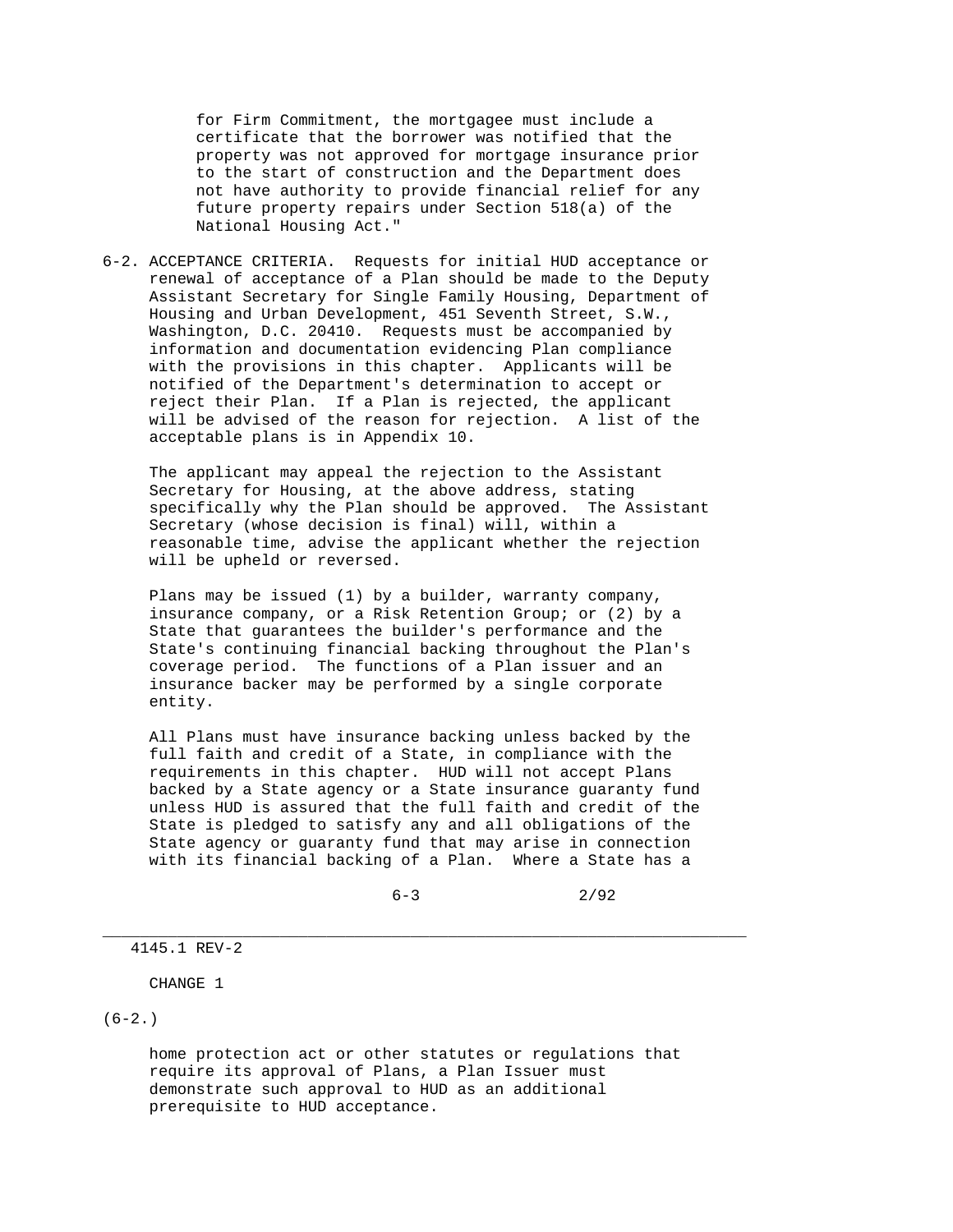for Firm Commitment, the mortgagee must include a certificate that the borrower was notified that the property was not approved for mortgage insurance prior to the start of construction and the Department does not have authority to provide financial relief for any future property repairs under Section 518(a) of the National Housing Act."

6-2. ACCEPTANCE CRITERIA. Requests for initial HUD acceptance or renewal of acceptance of a Plan should be made to the Deputy Assistant Secretary for Single Family Housing, Department of Housing and Urban Development, 451 Seventh Street, S.W., Washington, D.C. 20410. Requests must be accompanied by information and documentation evidencing Plan compliance with the provisions in this chapter. Applicants will be notified of the Department's determination to accept or reject their Plan. If a Plan is rejected, the applicant will be advised of the reason for rejection. A list of the acceptable plans is in Appendix 10.

The applicant may appeal the rejection to the Assistant Secretary for Housing, at the above address, stating specifically why the Plan should be approved. The Assistant Secretary (whose decision is final) will, within a reasonable time, advise the applicant whether the rejection will be upheld or reversed.

Plans may be issued (1) by a builder, warranty company, insurance company, or a Risk Retention Group; or (2) by a State that guarantees the builder's performance and the State's continuing financial backing throughout the Plan's coverage period. The functions of a Plan issuer and an insurance backer may be performed by a single corporate entity.

All Plans must have insurance backing unless backed by the full faith and credit of a State, in compliance with the requirements in this chapter. HUD will not accept Plans backed by a State agency or a State insurance guaranty fund unless HUD is assured that the full faith and credit of the State is pledged to satisfy any and all obligations of the State agency or guaranty fund that may arise in connection with its financial backing of a Plan. Where a State has a home protection act or other statutes or regulations that require its approval of Plans, a Plan Issuer must demonstrate such approval to HUD as an additional prerequisite to HUD acceptance.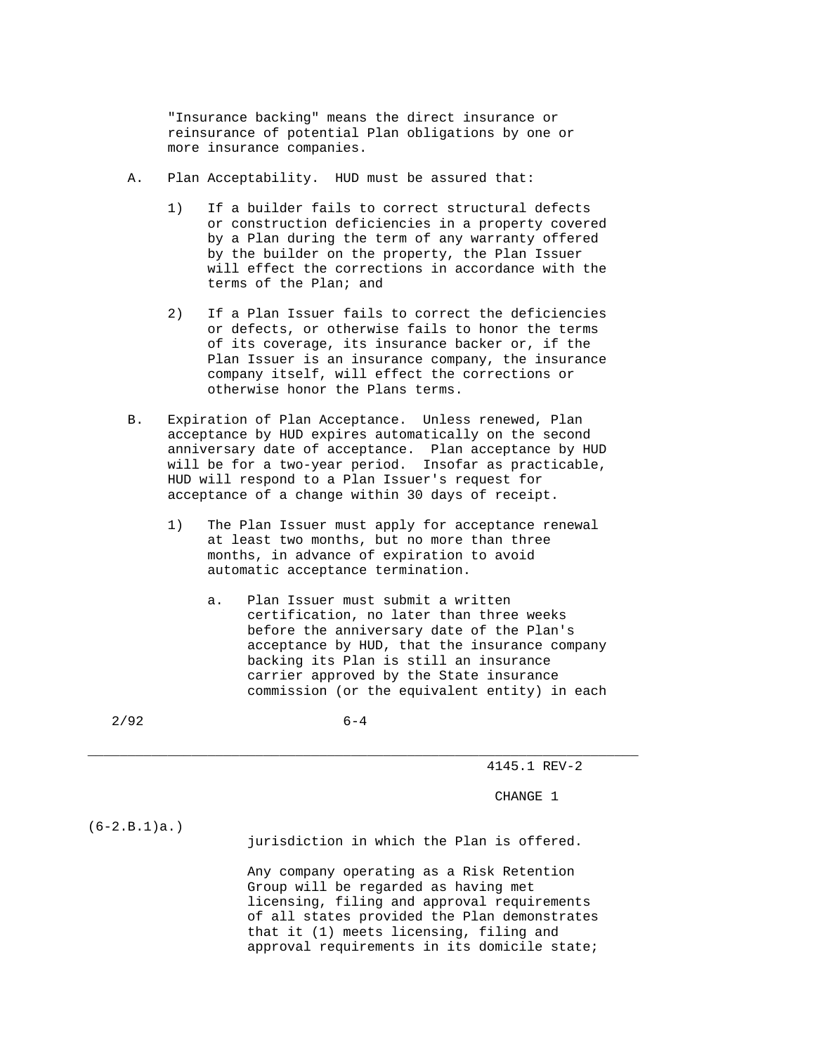"Insurance backing" means the direct insurance or reinsurance of potential Plan obligations by one or more insurance companies.

A. Plan Acceptability. HUD must be assured that:

   1) If a builder fails to correct structural defects or construction deficiencies in a property covered by a Plan during the term of any warranty offered by the builder on the property, the Plan Issuer will effect the corrections in accordance with the terms of the Plan; and

   2) If a Plan Issuer fails to correct the deficiencies or defects, or otherwise fails to honor the terms of its coverage, its insurance backer or, if the Plan Issuer is an insurance company, the insurance company itself, will effect the corrections or otherwise honor the Plans terms.

B. Expiration of Plan Acceptance. Unless renewed, Plan acceptance by HUD expires automatically on the second anniversary date of acceptance. Plan acceptance by HUD will be for a two-year period. Insofar as practicable, HUD will respond to a Plan Issuer's request for acceptance of a change within 30 days of receipt.

   1) The Plan Issuer must apply for acceptance renewal at least two months, but no more than three months, in advance of expiration to avoid automatic acceptance termination.

      a. Plan Issuer must submit a written certification, no later than three weeks before the anniversary date of the Plan's acceptance by HUD, that the insurance company backing its Plan is still an insurance carrier approved by the State insurance commission (or the equivalent entity) in each jurisdiction in which the Plan is offered.

         Any company operating as a Risk Retention Group will be regarded as having met licensing, filing and approval requirements of all states provided the Plan demonstrates that it (1) meets licensing, filing and approval requirements in its domicile state;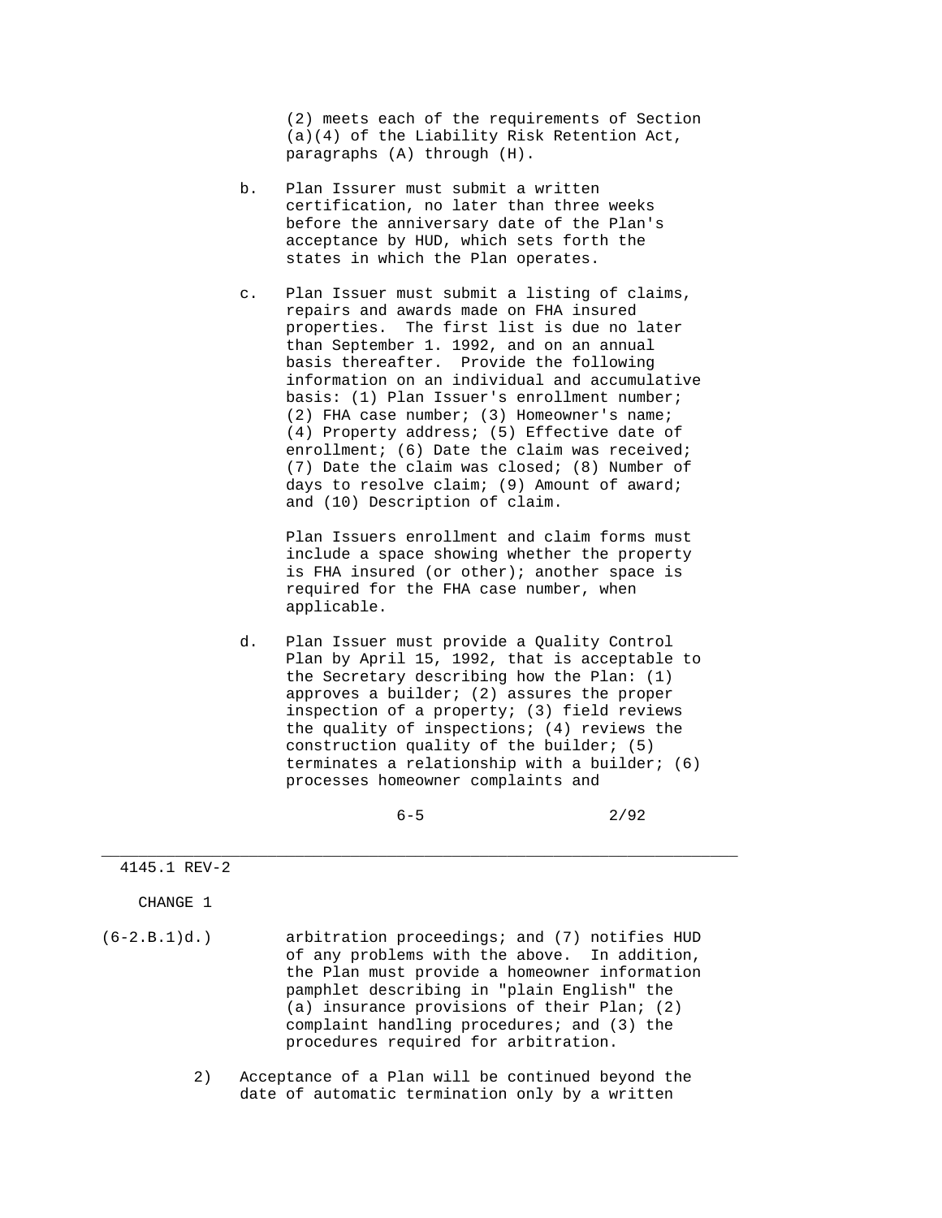(2) meets each of the requirements of Section (a)(4) of the Liability Risk Retention Act, paragraphs (A) through (H).

b. Plan Issurer must submit a written certification, no later than three weeks before the anniversary date of the Plan's acceptance by HUD, which sets forth the states in which the Plan operates.

c. Plan Issuer must submit a listing of claims, repairs and awards made on FHA insured properties. The first list is due no later than September 1. 1992, and on an annual basis thereafter. Provide the following information on an individual and accumulative basis: (1) Plan Issuer's enrollment number; (2) FHA case number; (3) Homeowner's name; (4) Property address; (5) Effective date of enrollment; (6) Date the claim was received; (7) Date the claim was closed; (8) Number of days to resolve claim; (9) Amount of award; and (10) Description of claim.

   Plan Issuers enrollment and claim forms must include a space showing whether the property is FHA insured (or other); another space is required for the FHA case number, when applicable.

d. Plan Issuer must provide a Quality Control Plan by April 15, 1992, that is acceptable to the Secretary describing how the Plan: (1) approves a builder; (2) assures the proper inspection of a property; (3) field reviews the quality of inspections; (4) reviews the construction quality of the builder; (5) terminates a relationship with a builder; (6) processes homeowner complaints and arbitration proceedings; and (7) notifies HUD of any problems with the above. In addition, the Plan must provide a homeowner information pamphlet describing in "plain English" the (a) insurance provisions of their Plan; (2) complaint handling procedures; and (3) the procedures required for arbitration.

2) Acceptance of a Plan will be continued beyond the date of automatic termination only by a written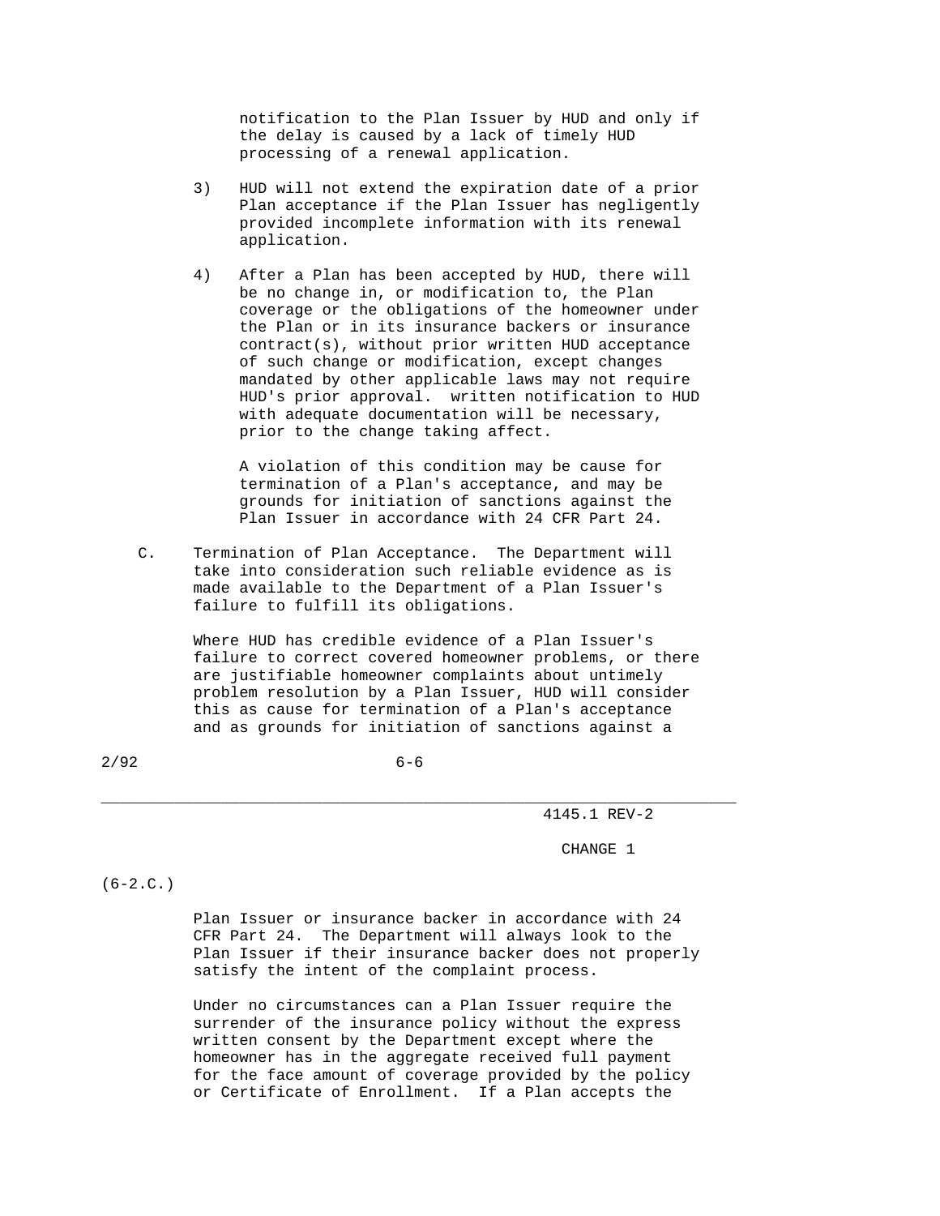notification to the Plan Issuer by HUD and only if the delay is caused by a lack of timely HUD processing of a renewal application.

3) HUD will not extend the expiration date of a prior Plan acceptance if the Plan Issuer has negligently provided incomplete information with its renewal application.

4) After a Plan has been accepted by HUD, there will be no change in, or modification to, the Plan coverage or the obligations of the homeowner under the Plan or in its insurance backers or insurance contract(s), without prior written HUD acceptance of such change or modification, except changes mandated by other applicable laws may not require HUD's prior approval. written notification to HUD with adequate documentation will be necessary, prior to the change taking affect.

   A violation of this condition may be cause for termination of a Plan's acceptance, and may be grounds for initiation of sanctions against the Plan Issuer in accordance with 24 CFR Part 24.

C. Termination of Plan Acceptance. The Department will take into consideration such reliable evidence as is made available to the Department of a Plan Issuer's failure to fulfill its obligations.

   Where HUD has credible evidence of a Plan Issuer's failure to correct covered homeowner problems, or there are justifiable homeowner complaints about untimely problem resolution by a Plan Issuer, HUD will consider this as cause for termination of a Plan's acceptance and as grounds for initiation of sanctions against a Plan Issuer or insurance backer in accordance with 24 CFR Part 24. The Department will always look to the Plan Issuer if their insurance backer does not properly satisfy the intent of the complaint process.

   Under no circumstances can a Plan Issuer require the surrender of the insurance policy without the express written consent by the Department except where the homeowner has in the aggregate received full payment for the face amount of coverage provided by the policy or Certificate of Enrollment. If a Plan accepts the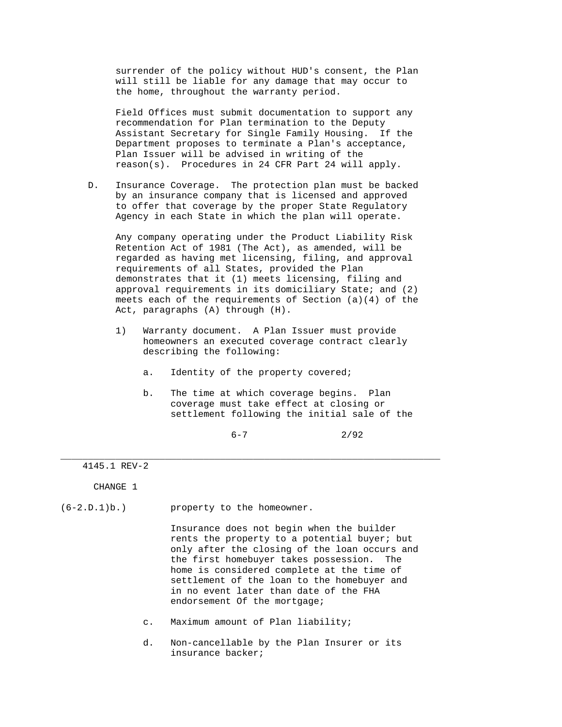surrender of the policy without HUD's consent, the Plan will still be liable for any damage that may occur to the home, throughout the warranty period.

Field Offices must submit documentation to support any recommendation for Plan termination to the Deputy Assistant Secretary for Single Family Housing. If the Department proposes to terminate a Plan's acceptance, Plan Issuer will be advised in writing of the reason(s). Procedures in 24 CFR Part 24 will apply.

D. Insurance Coverage. The protection plan must be backed by an insurance company that is licensed and approved to offer that coverage by the proper State Regulatory Agency in each State in which the plan will operate.

Any company operating under the Product Liability Risk Retention Act of 1981 (The Act), as amended, will be regarded as having met licensing, filing, and approval requirements of all States, provided the Plan demonstrates that it (1) meets licensing, filing and approval requirements in its domiciliary State; and (2) meets each of the requirements of Section (a)(4) of the Act, paragraphs (A) through (H).

1) Warranty document. A Plan Issuer must provide homeowners an executed coverage contract clearly describing the following:

   a. Identity of the property covered;

   b. The time at which coverage begins. Plan coverage must take effect at closing or settlement following the initial sale of the property to the homeowner.

      Insurance does not begin when the builder rents the property to a potential buyer; but only after the closing of the loan occurs and the first homebuyer takes possession. The home is considered complete at the time of settlement of the loan to the homebuyer and in no event later than date of the FHA endorsement Of the mortgage;

   c. Maximum amount of Plan liability;

   d. Non-cancellable by the Plan Insurer or its insurance backer;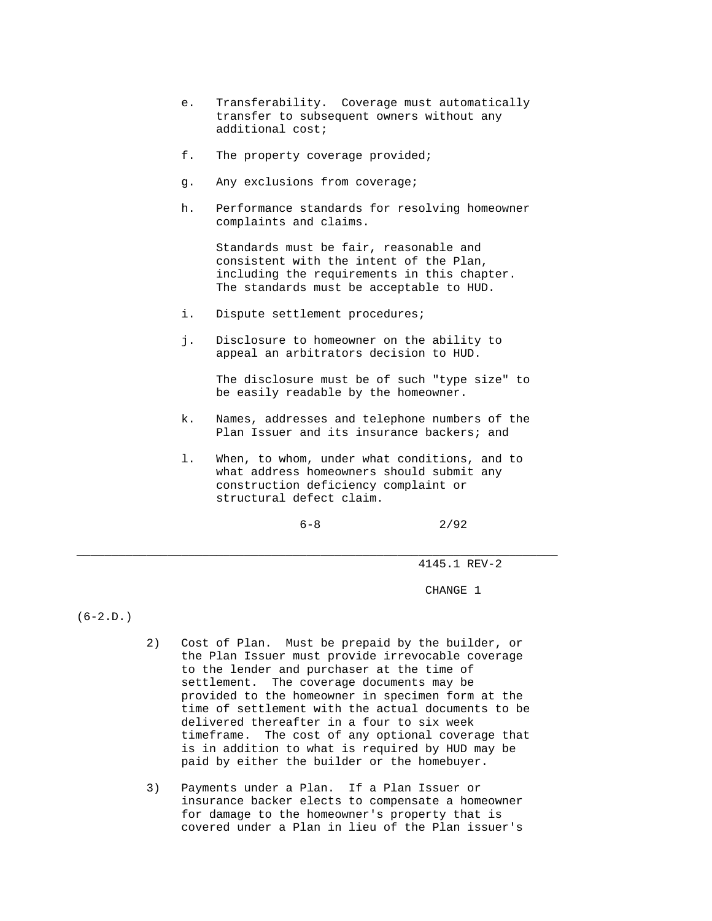e. Transferability. Coverage must automatically transfer to subsequent owners without any additional cost;

f. The property coverage provided;

g. Any exclusions from coverage;

h. Performance standards for resolving homeowner complaints and claims.

   Standards must be fair, reasonable and consistent with the intent of the Plan, including the requirements in this chapter. The standards must be acceptable to HUD.

i. Dispute settlement procedures;

j. Disclosure to homeowner on the ability to appeal an arbitrators decision to HUD.

   The disclosure must be of such "type size" to be easily readable by the homeowner.

k. Names, addresses and telephone numbers of the Plan Issuer and its insurance backers; and

l. When, to whom, under what conditions, and to what address homeowners should submit any construction deficiency complaint or structural defect claim.

(6-2.D.)

2) Cost of Plan. Must be prepaid by the builder, or the Plan Issuer must provide irrevocable coverage to the lender and purchaser at the time of settlement. The coverage documents may be provided to the homeowner in specimen form at the time of settlement with the actual documents to be delivered thereafter in a four to six week timeframe. The cost of any optional coverage that is in addition to what is required by HUD may be paid by either the builder or the homebuyer.

3) Payments under a Plan. If a Plan Issuer or insurance backer elects to compensate a homeowner for damage to the homeowner's property that is covered under a Plan in lieu of the Plan issuer's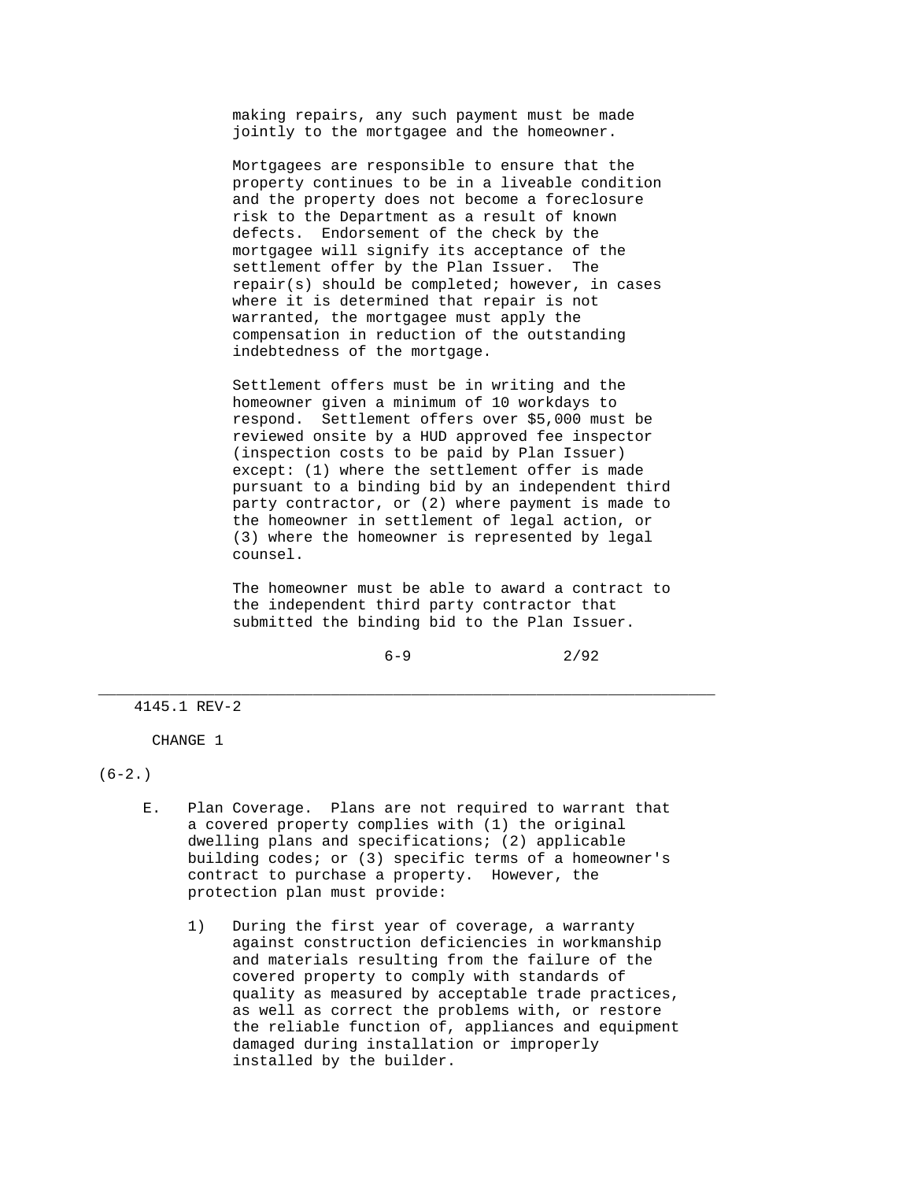making repairs, any such payment must be made jointly to the mortgagee and the homeowner.

Mortgagees are responsible to ensure that the property continues to be in a liveable condition and the property does not become a foreclosure risk to the Department as a result of known defects. Endorsement of the check by the mortgagee will signify its acceptance of the settlement offer by the Plan Issuer. The repair(s) should be completed; however, in cases where it is determined that repair is not warranted, the mortgagee must apply the compensation in reduction of the outstanding indebtedness of the mortgage.

Settlement offers must be in writing and the homeowner given a minimum of 10 workdays to respond. Settlement offers over $5,000 must be reviewed onsite by a HUD approved fee inspector (inspection costs to be paid by Plan Issuer) except: (1) where the settlement offer is made pursuant to a binding bid by an independent third party contractor, or (2) where payment is made to the homeowner in settlement of legal action, or (3) where the homeowner is represented by legal counsel.

The homeowner must be able to award a contract to the independent third party contractor that submitted the binding bid to the Plan Issuer.

(6-2.)

E. Plan Coverage. Plans are not required to warrant that a covered property complies with (1) the original dwelling plans and specifications; (2) applicable building codes; or (3) specific terms of a homeowner's contract to purchase a property. However, the protection plan must provide:

1) During the first year of coverage, a warranty against construction deficiencies in workmanship and materials resulting from the failure of the covered property to comply with standards of quality as measured by acceptable trade practices, as well as correct the problems with, or restore the reliable function of, appliances and equipment damaged during installation or improperly installed by the builder.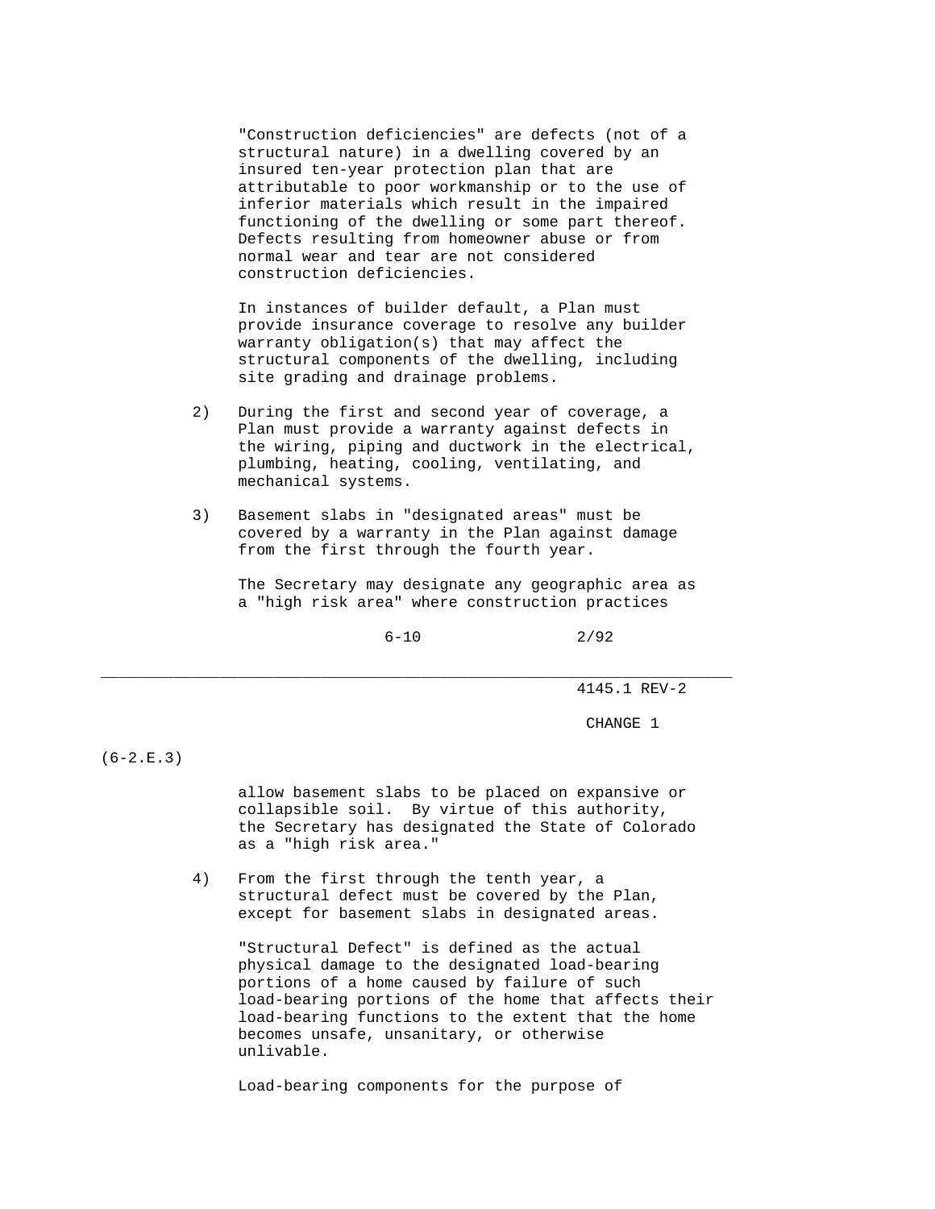"Construction deficiencies" are defects (not of a structural nature) in a dwelling covered by an insured ten-year protection plan that are attributable to poor workmanship or to the use of inferior materials which result in the impaired functioning of the dwelling or some part thereof. Defects resulting from homeowner abuse or from normal wear and tear are not considered construction deficiencies.

In instances of builder default, a Plan must provide insurance coverage to resolve any builder warranty obligation(s) that may affect the structural components of the dwelling, including site grading and drainage problems.

2) During the first and second year of coverage, a Plan must provide a warranty against defects in the wiring, piping and ductwork in the electrical, plumbing, heating, cooling, ventilating, and mechanical systems.

3) Basement slabs in "designated areas" must be covered by a warranty in the Plan against damage from the first through the fourth year.

The Secretary may designate any geographic area as a "high risk area" where construction practices allow basement slabs to be placed on expansive or collapsible soil. By virtue of this authority, the Secretary has designated the State of Colorado as a "high risk area."

4) From the first through the tenth year, a structural defect must be covered by the Plan, except for basement slabs in designated areas.

"Structural Defect" is defined as the actual physical damage to the designated load-bearing portions of a home caused by failure of such load-bearing portions of the home that affects their load-bearing functions to the extent that the home becomes unsafe, unsanitary, or otherwise unlivable.

Load-bearing components for the purpose of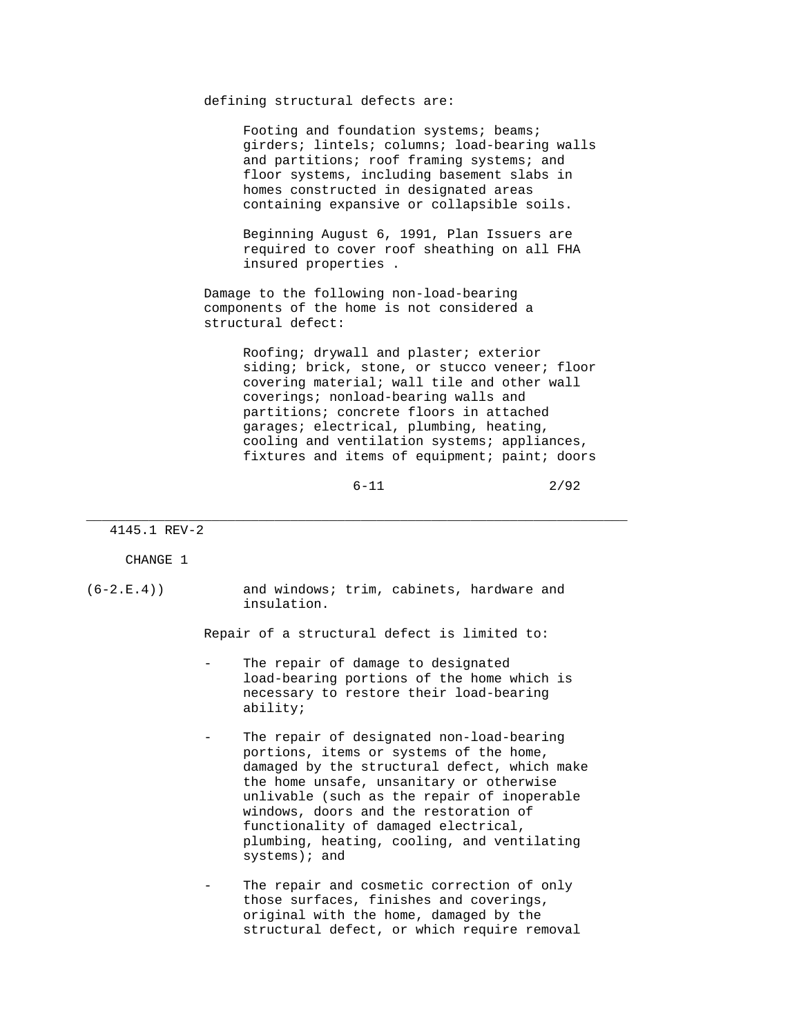defining structural defects are:

> Footing and foundation systems; beams; girders; lintels; columns; load-bearing walls and partitions; roof framing systems; and floor systems, including basement slabs in homes constructed in designated areas containing expansive or collapsible soils.
>
> Beginning August 6, 1991, Plan Issuers are required to cover roof sheathing on all FHA insured properties .

Damage to the following non-load-bearing components of the home is not considered a structural defect:

> Roofing; drywall and plaster; exterior siding; brick, stone, or stucco veneer; floor covering material; wall tile and other wall coverings; nonload-bearing walls and partitions; concrete floors in attached garages; electrical, plumbing, heating, cooling and ventilation systems; appliances, fixtures and items of equipment; paint; doors

CHANGE 1

(6-2.E.4)) and windows; trim, cabinets, hardware and insulation.

Repair of a structural defect is limited to:

- The repair of damage to designated load-bearing portions of the home which is necessary to restore their load-bearing ability;

- The repair of designated non-load-bearing portions, items or systems of the home, damaged by the structural defect, which make the home unsafe, unsanitary or otherwise unlivable (such as the repair of inoperable windows, doors and the restoration of functionality of damaged electrical, plumbing, heating, cooling, and ventilating systems); and

- The repair and cosmetic correction of only those surfaces, finishes and coverings, original with the home, damaged by the structural defect, or which require removal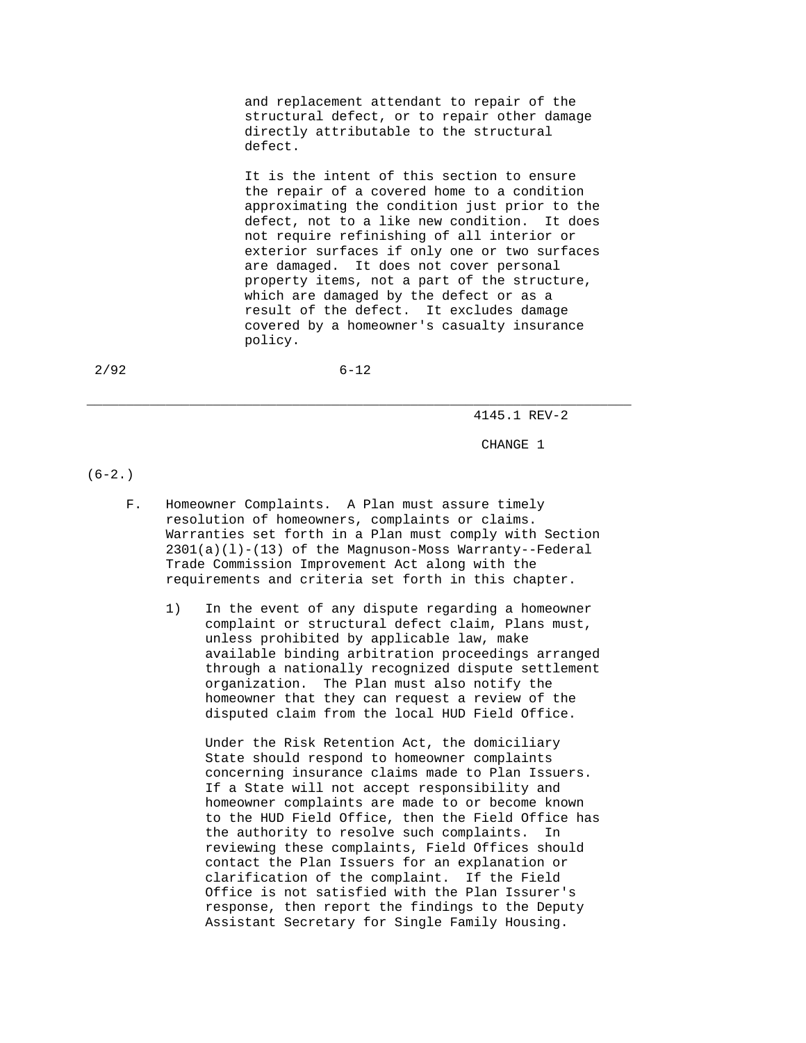and replacement attendant to repair of the structural defect, or to repair other damage directly attributable to the structural defect.

It is the intent of this section to ensure the repair of a covered home to a condition approximating the condition just prior to the defect, not to a like new condition. It does not require refinishing of all interior or exterior surfaces if only one or two surfaces are damaged. It does not cover personal property items, not a part of the structure, which are damaged by the defect or as a result of the defect. It excludes damage covered by a homeowner's casualty insurance policy.

(6-2.)

F. Homeowner Complaints. A Plan must assure timely resolution of homeowners, complaints or claims. Warranties set forth in a Plan must comply with Section 2301(a)(l)-(13) of the Magnuson-Moss Warranty--Federal Trade Commission Improvement Act along with the requirements and criteria set forth in this chapter.

1) In the event of any dispute regarding a homeowner complaint or structural defect claim, Plans must, unless prohibited by applicable law, make available binding arbitration proceedings arranged through a nationally recognized dispute settlement organization. The Plan must also notify the homeowner that they can request a review of the disputed claim from the local HUD Field Office.

   Under the Risk Retention Act, the domiciliary State should respond to homeowner complaints concerning insurance claims made to Plan Issuers. If a State will not accept responsibility and homeowner complaints are made to or become known to the HUD Field Office, then the Field Office has the authority to resolve such complaints. In reviewing these complaints, Field Offices should contact the Plan Issuers for an explanation or clarification of the complaint. If the Field Office is not satisfied with the Plan Issuer's response, then report the findings to the Deputy Assistant Secretary for Single Family Housing.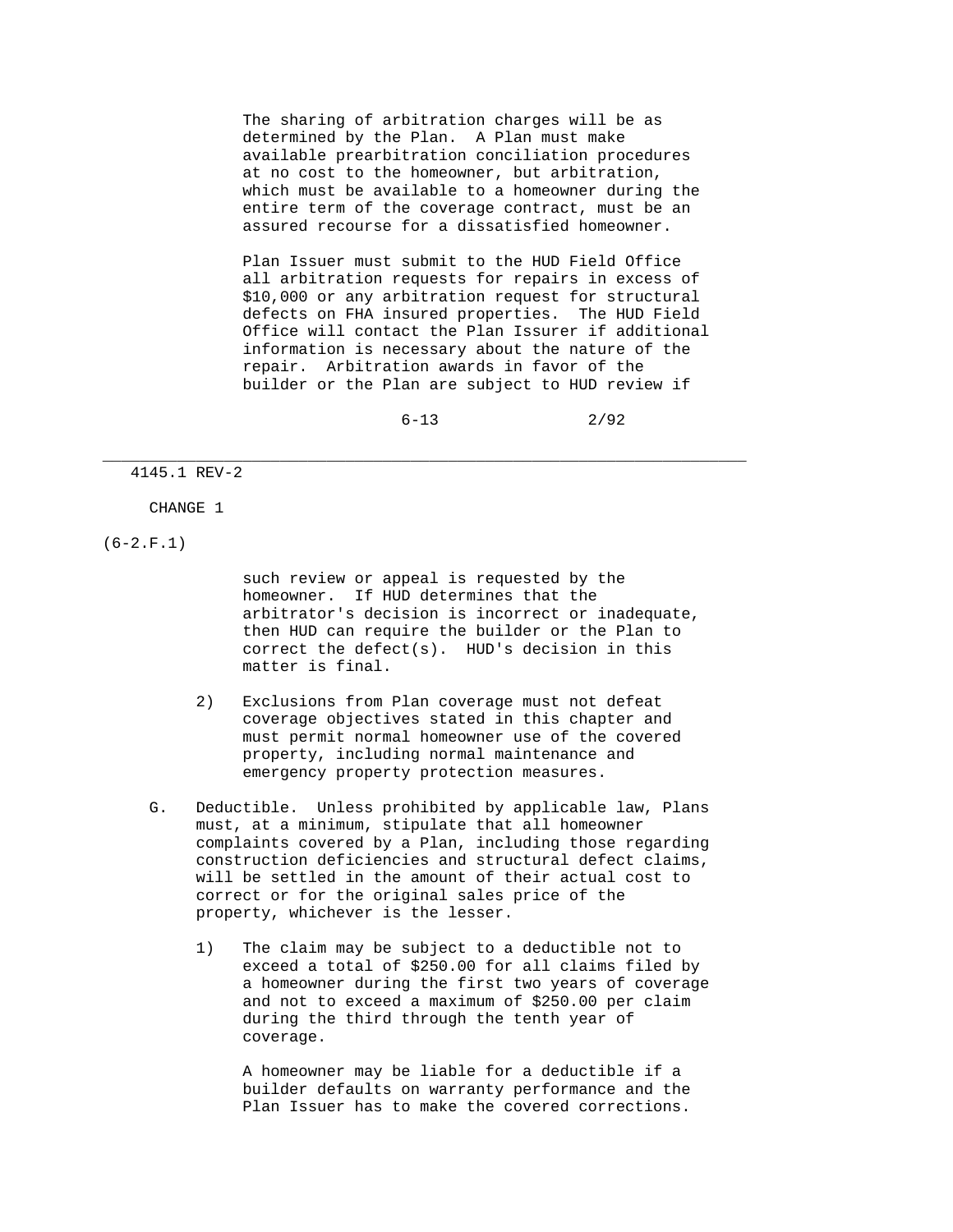The sharing of arbitration charges will be as determined by the Plan. A Plan must make available prearbitration conciliation procedures at no cost to the homeowner, but arbitration, which must be available to a homeowner during the entire term of the coverage contract, must be an assured recourse for a dissatisfied homeowner.

Plan Issuer must submit to the HUD Field Office all arbitration requests for repairs in excess of $10,000 or any arbitration request for structural defects on FHA insured properties. The HUD Field Office will contact the Plan Issurer if additional information is necessary about the nature of the repair. Arbitration awards in favor of the builder or the Plan are subject to HUD review if such review or appeal is requested by the homeowner. If HUD determines that the arbitrator's decision is incorrect or inadequate, then HUD can require the builder or the Plan to correct the defect(s). HUD's decision in this matter is final.

2) Exclusions from Plan coverage must not defeat coverage objectives stated in this chapter and must permit normal homeowner use of the covered property, including normal maintenance and emergency property protection measures.

G. Deductible. Unless prohibited by applicable law, Plans must, at a minimum, stipulate that all homeowner complaints covered by a Plan, including those regarding construction deficiencies and structural defect claims, will be settled in the amount of their actual cost to correct or for the original sales price of the property, whichever is the lesser.

1) The claim may be subject to a deductible not to exceed a total of $250.00 for all claims filed by a homeowner during the first two years of coverage and not to exceed a maximum of $250.00 per claim during the third through the tenth year of coverage.

   A homeowner may be liable for a deductible if a builder defaults on warranty performance and the Plan Issuer has to make the covered corrections.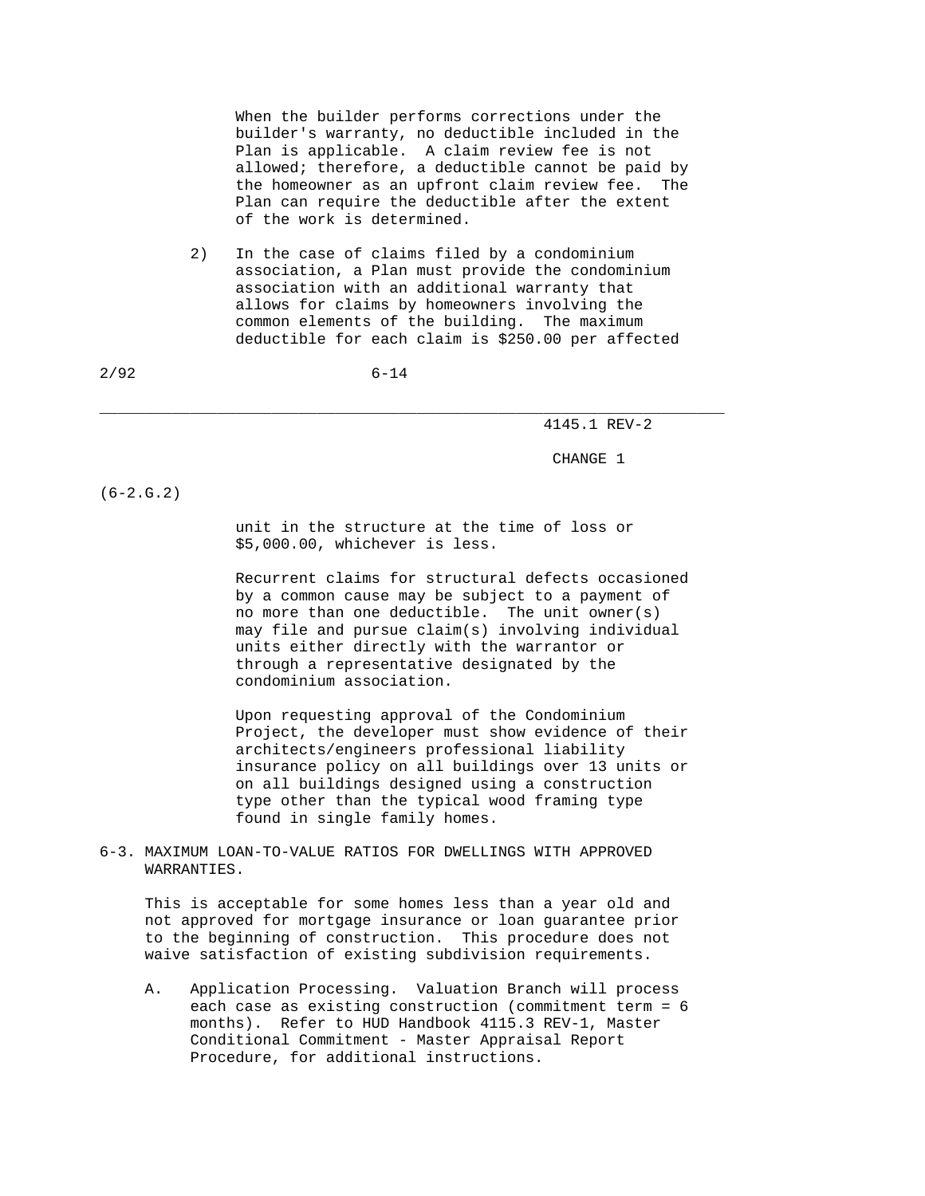When the builder performs corrections under the builder's warranty, no deductible included in the Plan is applicable. A claim review fee is not allowed; therefore, a deductible cannot be paid by the homeowner as an upfront claim review fee. The Plan can require the deductible after the extent of the work is determined.

2) In the case of claims filed by a condominium association, a Plan must provide the condominium association with an additional warranty that allows for claims by homeowners involving the common elements of the building. The maximum deductible for each claim is $250.00 per affected unit in the structure at the time of loss or $5,000.00, whichever is less.

Recurrent claims for structural defects occasioned by a common cause may be subject to a payment of no more than one deductible. The unit owner(s) may file and pursue claim(s) involving individual units either directly with the warrantor or through a representative designated by the condominium association.

Upon requesting approval of the Condominium Project, the developer must show evidence of their architects/engineers professional liability insurance policy on all buildings over 13 units or on all buildings designed using a construction type other than the typical wood framing type found in single family homes.

## 6-3. MAXIMUM LOAN-TO-VALUE RATIOS FOR DWELLINGS WITH APPROVED WARRANTIES.

This is acceptable for some homes less than a year old and not approved for mortgage insurance or loan guarantee prior to the beginning of construction. This procedure does not waive satisfaction of existing subdivision requirements.

A. Application Processing. Valuation Branch will process each case as existing construction (commitment term = 6 months). Refer to HUD Handbook 4115.3 REV-1, Master Conditional Commitment - Master Appraisal Report Procedure, for additional instructions.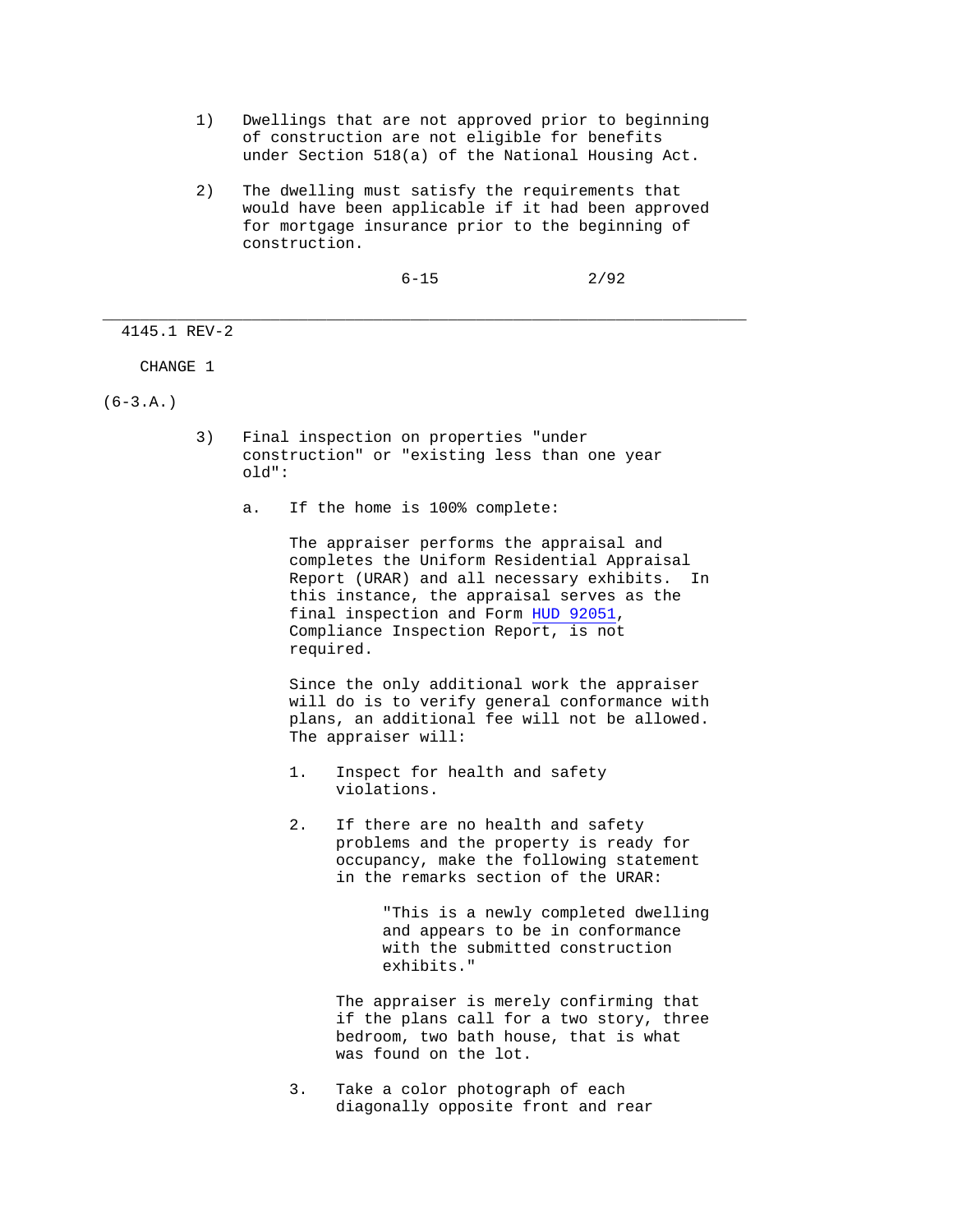1) Dwellings that are not approved prior to beginning of construction are not eligible for benefits under Section 518(a) of the National Housing Act.

2) The dwelling must satisfy the requirements that would have been applicable if it had been approved for mortgage insurance prior to the beginning of construction.

(6-3.A.)

3) Final inspection on properties "under construction" or "existing less than one year old":

   a. If the home is 100% complete:

      The appraiser performs the appraisal and completes the Uniform Residential Appraisal Report (URAR) and all necessary exhibits. In this instance, the appraisal serves as the final inspection and Form HUD 92051, Compliance Inspection Report, is not required.

      Since the only additional work the appraiser will do is to verify general conformance with plans, an additional fee will not be allowed. The appraiser will:

      1. Inspect for health and safety violations.

      2. If there are no health and safety problems and the property is ready for occupancy, make the following statement in the remarks section of the URAR:

         "This is a newly completed dwelling and appears to be in conformance with the submitted construction exhibits."

         The appraiser is merely confirming that if the plans call for a two story, three bedroom, two bath house, that is what was found on the lot.

      3. Take a color photograph of each diagonally opposite front and rear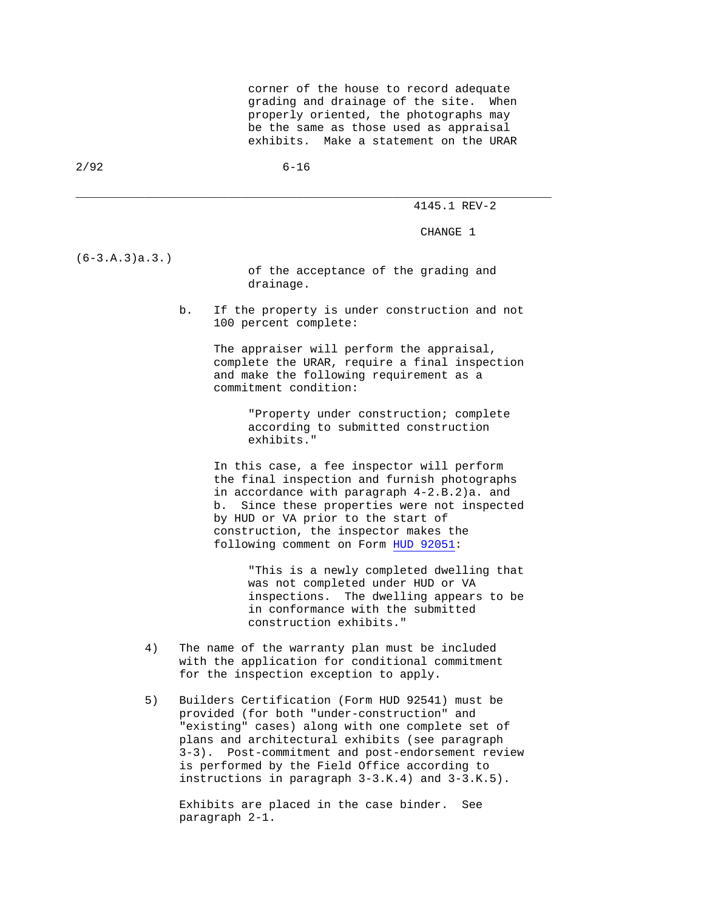corner of the house to record adequate grading and drainage of the site. When properly oriented, the photographs may be the same as those used as appraisal exhibits. Make a statement on the URAR

(6-3.A.3)a.3.)

of the acceptance of the grading and drainage.

b. If the property is under construction and not 100 percent complete:

The appraiser will perform the appraisal, complete the URAR, require a final inspection and make the following requirement as a commitment condition:

> "Property under construction; complete according to submitted construction exhibits."

In this case, a fee inspector will perform the final inspection and furnish photographs in accordance with paragraph 4-2.B.2)a. and b. Since these properties were not inspected by HUD or VA prior to the start of construction, the inspector makes the following comment on Form HUD 92051:

> "This is a newly completed dwelling that was not completed under HUD or VA inspections. The dwelling appears to be in conformance with the submitted construction exhibits."

4) The name of the warranty plan must be included with the application for conditional commitment for the inspection exception to apply.

5) Builders Certification (Form HUD 92541) must be provided (for both "under-construction" and "existing" cases) along with one complete set of plans and architectural exhibits (see paragraph 3-3). Post-commitment and post-endorsement review is performed by the Field Office according to instructions in paragraph 3-3.K.4) and 3-3.K.5).

Exhibits are placed in the case binder. See paragraph 2-1.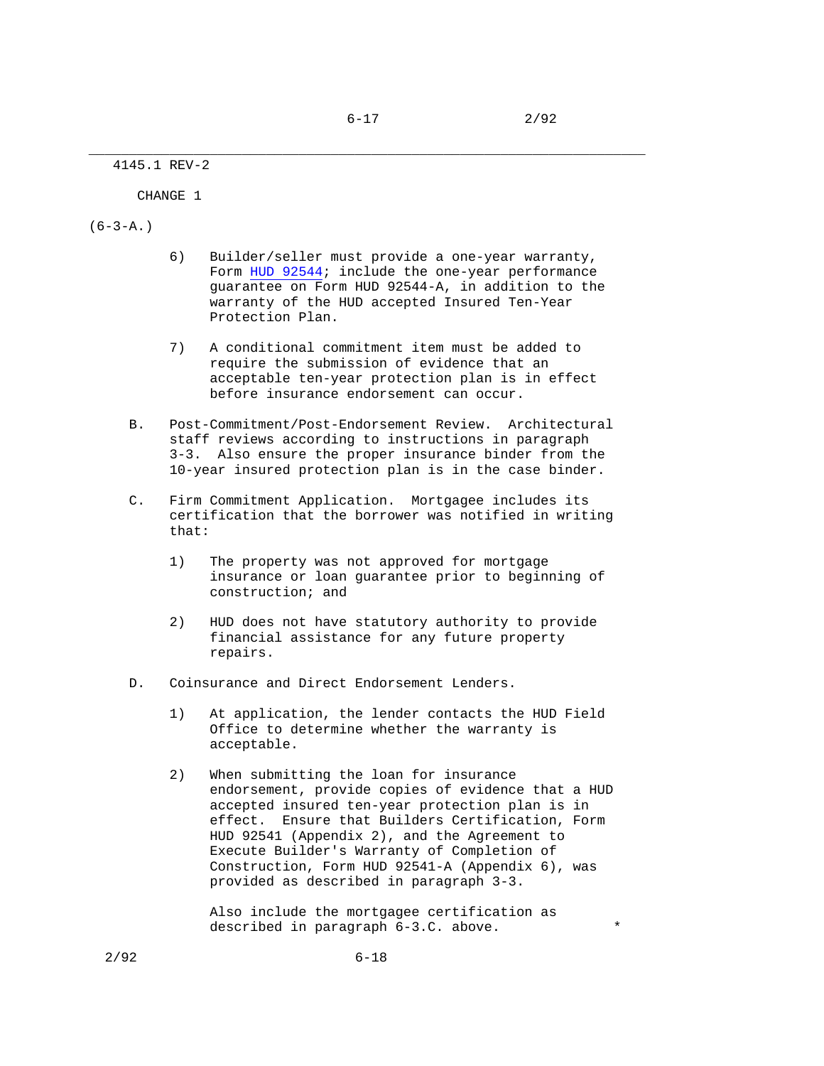(6-3-A.)

6) Builder/seller must provide a one-year warranty, Form HUD 92544; include the one-year performance guarantee on Form HUD 92544-A, in addition to the warranty of the HUD accepted Insured Ten-Year Protection Plan.

7) A conditional commitment item must be added to require the submission of evidence that an acceptable ten-year protection plan is in effect before insurance endorsement can occur.

B. Post-Commitment/Post-Endorsement Review. Architectural staff reviews according to instructions in paragraph 3-3. Also ensure the proper insurance binder from the 10-year insured protection plan is in the case binder.

C. Firm Commitment Application. Mortgagee includes its certification that the borrower was notified in writing that:

1) The property was not approved for mortgage insurance or loan guarantee prior to beginning of construction; and

2) HUD does not have statutory authority to provide financial assistance for any future property repairs.

D. Coinsurance and Direct Endorsement Lenders.

1) At application, the lender contacts the HUD Field Office to determine whether the warranty is acceptable.

2) When submitting the loan for insurance endorsement, provide copies of evidence that a HUD accepted insured ten-year protection plan is in effect. Ensure that Builders Certification, Form HUD 92541 (Appendix 2), and the Agreement to Execute Builder's Warranty of Completion of Construction, Form HUD 92541-A (Appendix 6), was provided as described in paragraph 3-3.

Also include the mortgagee certification as described in paragraph 6-3.C. above. *